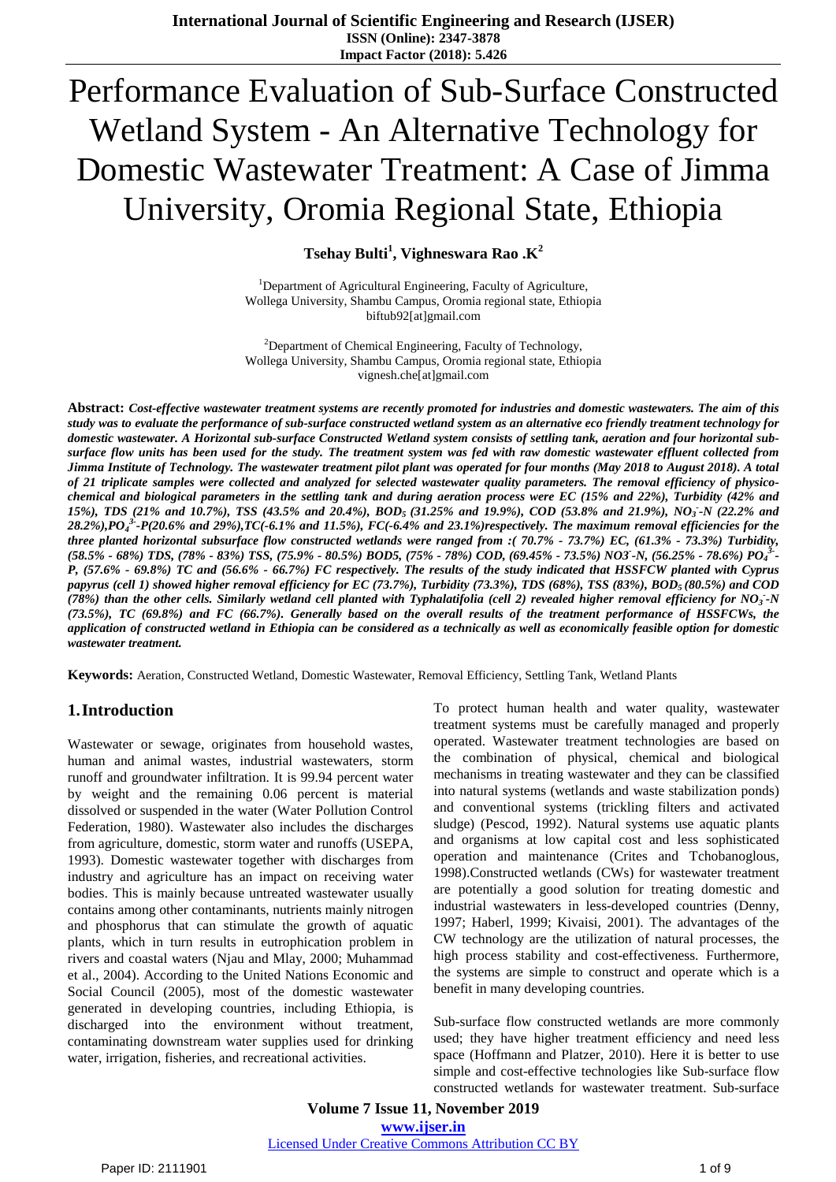# Performance Evaluation of Sub-Surface Constructed Wetland System - An Alternative Technology for Domestic Wastewater Treatment: A Case of Jimma University, Oromia Regional State, Ethiopia

**Tsehay Bulti[1], Vighneswara Rao .K[2]**

[1]Department of Agricultural Engineering, Faculty of Agriculture, Wollega University, Shambu Campus, Oromia regional state, Ethiopia
biftub92[at]gmail.com

[2]Department of Chemical Engineering, Faculty of Technology, Wollega University, Shambu Campus, Oromia regional state, Ethiopia
vignesh.che[at]gmail.com

**Abstract:** ***Cost-effective wastewater treatment systems are recently promoted for industries and domestic wastewaters. The aim of this study was to evaluate the performance of sub-surface constructed wetland system as an alternative eco friendly treatment technology for domestic wastewater. A Horizontal sub-surface Constructed Wetland system consists of settling tank, aeration and four horizontal sub-surface flow units has been used for the study. The treatment system was fed with raw domestic wastewater effluent collected from Jimma Institute of Technology. The wastewater treatment pilot plant was operated for four months (May 2018 to August 2018). A total of 21 triplicate samples were collected and analyzed for selected wastewater quality parameters. The removal efficiency of physico-chemical and biological parameters in the settling tank and during aeration process were EC (15% and 22%), Turbidity (42% and 15%), TDS (21% and 10.7%), TSS (43.5% and 20.4%), $BOD_5$ (31.25% and 19.9%), COD (53.8% and 21.9%), $NO_3^-$-N (22.2% and 28.2%),$PO_4^{3-}$-P(20.6% and 29%),TC(-6.1% and 11.5%), FC(-6.4% and 23.1%)respectively. The maximum removal efficiencies for the three planted horizontal subsurface flow constructed wetlands were ranged from :( 70.7% - 73.7%) EC, (61.3% - 73.3%) Turbidity, (58.5% - 68%) TDS, (78% - 83%) TSS, (75.9% - 80.5%) BOD5, (75% - 78%) COD, (69.45% - 73.5%) $NO3^-$-N, (56.25% - 78.6%) $PO_4^{3-}$-P, (57.6% - 69.8%) TC and (56.6% - 66.7%) FC respectively. The results of the study indicated that HSSFCW planted with Cyprus papyrus (cell 1) showed higher removal efficiency for EC (73.7%), Turbidity (73.3%), TDS (68%), TSS (83%), $BOD_5$ (80.5%) and COD (78%) than the other cells. Similarly wetland cell planted with Typhalatifolia (cell 2) revealed higher removal efficiency for $NO_3^-$-N (73.5%), TC (69.8%) and FC (66.7%). Generally based on the overall results of the treatment performance of HSSFCWs, the application of constructed wetland in Ethiopia can be considered as a technically as well as economically feasible option for domestic wastewater treatment.***

**Keywords:** Aeration, Constructed Wetland, Domestic Wastewater, Removal Efficiency, Settling Tank, Wetland Plants

## 1. Introduction

Wastewater or sewage, originates from household wastes, human and animal wastes, industrial wastewaters, storm runoff and groundwater infiltration. It is 99.94 percent water by weight and the remaining 0.06 percent is material dissolved or suspended in the water (Water Pollution Control Federation, 1980). Wastewater also includes the discharges from agriculture, domestic, storm water and runoffs (USEPA, 1993). Domestic wastewater together with discharges from industry and agriculture has an impact on receiving water bodies. This is mainly because untreated wastewater usually contains among other contaminants, nutrients mainly nitrogen and phosphorus that can stimulate the growth of aquatic plants, which in turn results in eutrophication problem in rivers and coastal waters (Njau and Mlay, 2000; Muhammad et al., 2004). According to the United Nations Economic and Social Council (2005), most of the domestic wastewater generated in developing countries, including Ethiopia, is discharged into the environment without treatment, contaminating downstream water supplies used for drinking water, irrigation, fisheries, and recreational activities.

To protect human health and water quality, wastewater treatment systems must be carefully managed and properly operated. Wastewater treatment technologies are based on the combination of physical, chemical and biological mechanisms in treating wastewater and they can be classified into natural systems (wetlands and waste stabilization ponds) and conventional systems (trickling filters and activated sludge) (Pescod, 1992). Natural systems use aquatic plants and organisms at low capital cost and less sophisticated operation and maintenance (Crites and Tchobanoglous, 1998).Constructed wetlands (CWs) for wastewater treatment are potentially a good solution for treating domestic and industrial wastewaters in less-developed countries (Denny, 1997; Haberl, 1999; Kivaisi, 2001). The advantages of the CW technology are the utilization of natural processes, the high process stability and cost-effectiveness. Furthermore, the systems are simple to construct and operate which is a benefit in many developing countries.

Sub-surface flow constructed wetlands are more commonly used; they have higher treatment efficiency and need less space (Hoffmann and Platzer, 2010). Here it is better to use simple and cost-effective technologies like Sub-surface flow constructed wetlands for wastewater treatment. Sub-surface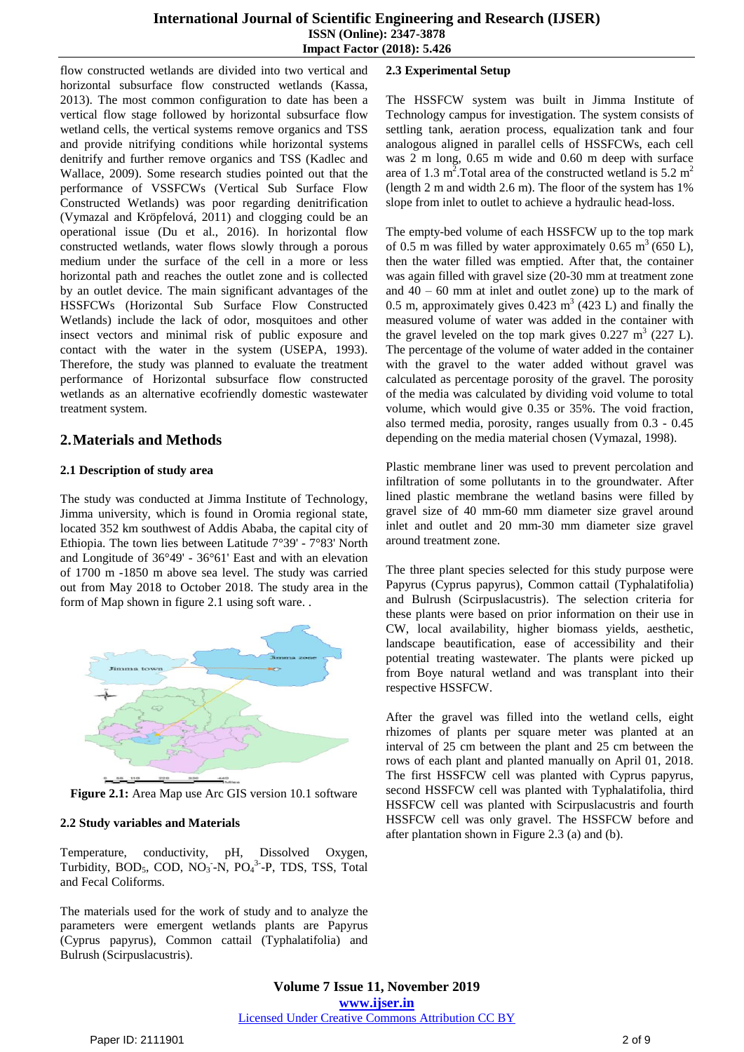flow constructed wetlands are divided into two vertical and horizontal subsurface flow constructed wetlands (Kassa, 2013). The most common configuration to date has been a vertical flow stage followed by horizontal subsurface flow wetland cells, the vertical systems remove organics and TSS and provide nitrifying conditions while horizontal systems denitrify and further remove organics and TSS (Kadlec and Wallace, 2009). Some research studies pointed out that the performance of VSSFCWs (Vertical Sub Surface Flow Constructed Wetlands) was poor regarding denitrification (Vymazal and Kröpfelová, 2011) and clogging could be an operational issue (Du et al., 2016). In horizontal flow constructed wetlands, water flows slowly through a porous medium under the surface of the cell in a more or less horizontal path and reaches the outlet zone and is collected by an outlet device. The main significant advantages of the HSSFCWs (Horizontal Sub Surface Flow Constructed Wetlands) include the lack of odor, mosquitoes and other insect vectors and minimal risk of public exposure and contact with the water in the system (USEPA, 1993). Therefore, the study was planned to evaluate the treatment performance of Horizontal subsurface flow constructed wetlands as an alternative ecofriendly domestic wastewater treatment system.

## 2. Materials and Methods

### 2.1 Description of study area

The study was conducted at Jimma Institute of Technology, Jimma university, which is found in Oromia regional state, located 352 km southwest of Addis Ababa, the capital city of Ethiopia. The town lies between Latitude 7°39' - 7°83' North and Longitude of 36°49' - 36°61' East and with an elevation of 1700 m -1850 m above sea level. The study was carried out from May 2018 to October 2018. The study area in the form of Map shown in figure 2.1 using soft ware. .

**Figure 2.1:** Area Map use Arc GIS version 10.1 software

### 2.2 Study variables and Materials

Temperature, conductivity, pH, Dissolved Oxygen, Turbidity, $BOD_5$, COD, $NO_3^-$-N, $PO_4^{3-}$-P, TDS, TSS, Total and Fecal Coliforms.

The materials used for the work of study and to analyze the parameters were emergent wetlands plants are Papyrus (Cyprus papyrus), Common cattail (Typhalatifolia) and Bulrush (Scirpuslacustris).

### 2.3 Experimental Setup

The HSSFCW system was built in Jimma Institute of Technology campus for investigation. The system consists of settling tank, aeration process, equalization tank and four analogous aligned in parallel cells of HSSFCWs, each cell was 2 m long, 0.65 m wide and 0.60 m deep with surface area of 1.3 $m^2$.Total area of the constructed wetland is 5.2 $m^2$ (length 2 m and width 2.6 m). The floor of the system has 1% slope from inlet to outlet to achieve a hydraulic head-loss.

The empty-bed volume of each HSSFCW up to the top mark of 0.5 m was filled by water approximately 0.65 $m^3$ (650 L), then the water filled was emptied. After that, the container was again filled with gravel size (20-30 mm at treatment zone and 40 – 60 mm at inlet and outlet zone) up to the mark of 0.5 m, approximately gives 0.423 $m^3$ (423 L) and finally the measured volume of water was added in the container with the gravel leveled on the top mark gives 0.227 $m^3$ (227 L). The percentage of the volume of water added in the container with the gravel to the water added without gravel was calculated as percentage porosity of the gravel. The porosity of the media was calculated by dividing void volume to total volume, which would give 0.35 or 35%. The void fraction, also termed media, porosity, ranges usually from 0.3 - 0.45 depending on the media material chosen (Vymazal, 1998).

Plastic membrane liner was used to prevent percolation and infiltration of some pollutants in to the groundwater. After lined plastic membrane the wetland basins were filled by gravel size of 40 mm-60 mm diameter size gravel around inlet and outlet and 20 mm-30 mm diameter size gravel around treatment zone.

The three plant species selected for this study purpose were Papyrus (Cyprus papyrus), Common cattail (Typhalatifolia) and Bulrush (Scirpuslacustris). The selection criteria for these plants were based on prior information on their use in CW, local availability, higher biomass yields, aesthetic, landscape beautification, ease of accessibility and their potential treating wastewater. The plants were picked up from Boye natural wetland and was transplant into their respective HSSFCW.

After the gravel was filled into the wetland cells, eight rhizomes of plants per square meter was planted at an interval of 25 cm between the plant and 25 cm between the rows of each plant and planted manually on April 01, 2018. The first HSSFCW cell was planted with Cyprus papyrus, second HSSFCW cell was planted with Typhalatifolia, third HSSFCW cell was planted with Scirpuslacustris and fourth HSSFCW cell was only gravel. The HSSFCW before and after plantation shown in Figure 2.3 (a) and (b).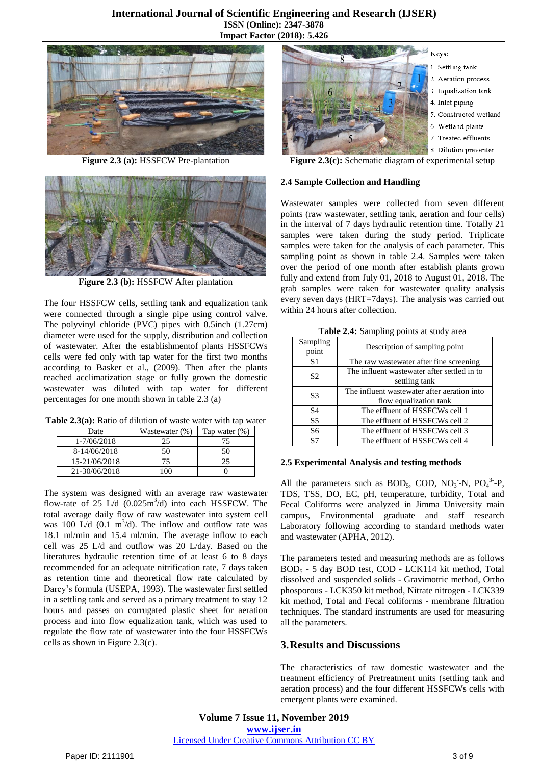Figure 2.3 (a): HSSFCW Pre-plantation

Figure 2.3 (b): HSSFCW After plantation

The four HSSFCW cells, settling tank and equalization tank were connected through a single pipe using control valve. The polyvinyl chloride (PVC) pipes with 0.5inch (1.27cm) diameter were used for the supply, distribution and collection of wastewater. After the establishmentof plants HSSFCWs cells were fed only with tap water for the first two months according to Basker et al., (2009). Then after the plants reached acclimatization stage or fully grown the domestic wastewater was diluted with tap water for different percentages for one month shown in table 2.3 (a)

**Table 2.3(a):** Ratio of dilution of waste water with tap water

| Date | Wastewater (%) | Tap water (%) |
|---|---|---|
| 1-7/06/2018 | 25 | 75 |
| 8-14/06/2018 | 50 | 50 |
| 15-21/06/2018 | 75 | 25 |
| 21-30/06/2018 | 100 | 0 |

The system was designed with an average raw wastewater flow-rate of 25 L/d ($0.025m^3$/d) into each HSSFCW. The total average daily flow of raw wastewater into system cell was 100 L/d (0.1 $m^3$/d). The inflow and outflow rate was 18.1 ml/min and 15.4 ml/min. The average inflow to each cell was 25 L/d and outflow was 20 L/day. Based on the literatures hydraulic retention time of at least 6 to 8 days recommended for an adequate nitrification rate, 7 days taken as retention time and theoretical flow rate calculated by Darcy's formula (USEPA, 1993). The wastewater first settled in a settling tank and served as a primary treatment to stay 12 hours and passes on corrugated plastic sheet for aeration process and into flow equalization tank, which was used to regulate the flow rate of wastewater into the four HSSFCWs cells as shown in Figure 2.3(c).

Keys:
1. Settling tank
2. Aeration process
3. Equalization tank
4. Inlet piping
5. Constructed wetland
6. Wetland plants
7. Treated effluents
8. Dilution preventer

Figure 2.3(c): Schematic diagram of experimental setup

### 2.4 Sample Collection and Handling

Wastewater samples were collected from seven different points (raw wastewater, settling tank, aeration and four cells) in the interval of 7 days hydraulic retention time. Totally 21 samples were taken during the study period. Triplicate samples were taken for the analysis of each parameter. This sampling point as shown in table 2.4. Samples were taken over the period of one month after establish plants grown fully and extend from July 01, 2018 to August 01, 2018. The grab samples were taken for wastewater quality analysis every seven days (HRT=7days). The analysis was carried out within 24 hours after collection.

**Table 2.4:** Sampling points at study area

| Sampling point | Description of sampling point |
|---|---|
| S1 | The raw wastewater after fine screening |
| S2 | The influent wastewater after settled in to settling tank |
| S3 | The influent wastewater after aeration into flow equalization tank |
| S4 | The effluent of HSSFCWs cell 1 |
| S5 | The effluent of HSSFCWs cell 2 |
| S6 | The effluent of HSSFCWs cell 3 |
| S7 | The effluent of HSSFCWs cell 4 |

### 2.5 Experimental Analysis and testing methods

All the parameters such as $BOD_5$, COD, $NO_3^-$-N, $PO_4^{3-}$-P, TDS, TSS, DO, EC, pH, temperature, turbidity, Total and Fecal Coliforms were analyzed in Jimma University main campus, Environmental graduate and staff research Laboratory following according to standard methods water and wastewater (APHA, 2012).

The parameters tested and measuring methods are as follows $BOD_5$ - 5 day BOD test, COD - LCK114 kit method, Total dissolved and suspended solids - Gravimotric method, Ortho phosporous - LCK350 kit method, Nitrate nitrogen - LCK339 kit method, Total and Fecal coliforms - membrane filtration techniques. The standard instruments are used for measuring all the parameters.

## 3. Results and Discussions

The characteristics of raw domestic wastewater and the treatment efficiency of Pretreatment units (settling tank and aeration process) and the four different HSSFCWs cells with emergent plants were examined.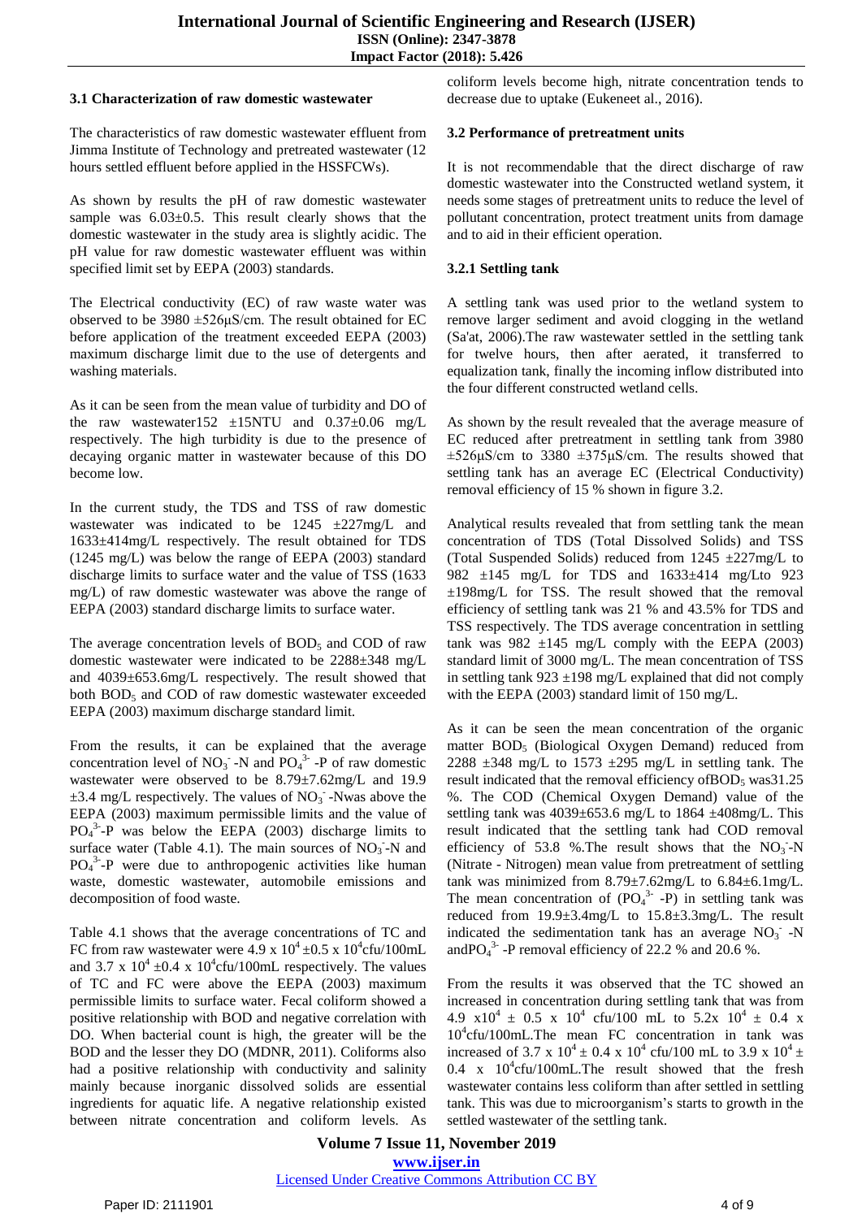### 3.1 Characterization of raw domestic wastewater

The characteristics of raw domestic wastewater effluent from Jimma Institute of Technology and pretreated wastewater (12 hours settled effluent before applied in the HSSFCWs).

As shown by results the pH of raw domestic wastewater sample was 6.03±0.5. This result clearly shows that the domestic wastewater in the study area is slightly acidic. The pH value for raw domestic wastewater effluent was within specified limit set by EEPA (2003) standards.

The Electrical conductivity (EC) of raw waste water was observed to be 3980 ±526μS/cm. The result obtained for EC before application of the treatment exceeded EEPA (2003) maximum discharge limit due to the use of detergents and washing materials.

As it can be seen from the mean value of turbidity and DO of the raw wastewater152 ±15NTU and 0.37±0.06 mg/L respectively. The high turbidity is due to the presence of decaying organic matter in wastewater because of this DO become low.

In the current study, the TDS and TSS of raw domestic wastewater was indicated to be 1245 ±227mg/L and 1633±414mg/L respectively. The result obtained for TDS (1245 mg/L) was below the range of EEPA (2003) standard discharge limits to surface water and the value of TSS (1633 mg/L) of raw domestic wastewater was above the range of EEPA (2003) standard discharge limits to surface water.

The average concentration levels of $BOD_5$ and COD of raw domestic wastewater were indicated to be 2288±348 mg/L and 4039±653.6mg/L respectively. The result showed that both $BOD_5$ and COD of raw domestic wastewater exceeded EEPA (2003) maximum discharge standard limit.

From the results, it can be explained that the average concentration level of $NO_3^-$-N and $PO_4^{3-}$-P of raw domestic wastewater were observed to be 8.79±7.62mg/L and 19.9 ±3.4 mg/L respectively. The values of $NO_3^-$-Nwas above the EEPA (2003) maximum permissible limits and the value of $PO_4^{3-}$-P was below the EEPA (2003) discharge limits to surface water (Table 4.1). The main sources of $NO_3^-$-N and $PO_4^{3-}$-P were due to anthropogenic activities like human waste, domestic wastewater, automobile emissions and decomposition of food waste.

Table 4.1 shows that the average concentrations of TC and FC from raw wastewater were $4.9 \times 10^4 \pm 0.5 \times 10^4$cfu/100mL and $3.7 \times 10^4 \pm 0.4 \times 10^4$cfu/100mL respectively. The values of TC and FC were above the EEPA (2003) maximum permissible limits to surface water. Fecal coliform showed a positive relationship with BOD and negative correlation with DO. When bacterial count is high, the greater will be the BOD and the lesser they DO (MDNR, 2011). Coliforms also had a positive relationship with conductivity and salinity mainly because inorganic dissolved solids are essential ingredients for aquatic life. A negative relationship existed between nitrate concentration and coliform levels. As coliform levels become high, nitrate concentration tends to decrease due to uptake (Eukeneet al., 2016).

### 3.2 Performance of pretreatment units

It is not recommendable that the direct discharge of raw domestic wastewater into the Constructed wetland system, it needs some stages of pretreatment units to reduce the level of pollutant concentration, protect treatment units from damage and to aid in their efficient operation.

#### 3.2.1 Settling tank

A settling tank was used prior to the wetland system to remove larger sediment and avoid clogging in the wetland (Sa'at, 2006).The raw wastewater settled in the settling tank for twelve hours, then after aerated, it transferred to equalization tank, finally the incoming inflow distributed into the four different constructed wetland cells.

As shown by the result revealed that the average measure of EC reduced after pretreatment in settling tank from 3980 ±526μS/cm to 3380 ±375μS/cm. The results showed that settling tank has an average EC (Electrical Conductivity) removal efficiency of 15 % shown in figure 3.2.

Analytical results revealed that from settling tank the mean concentration of TDS (Total Dissolved Solids) and TSS (Total Suspended Solids) reduced from 1245 ±227mg/L to 982 ±145 mg/L for TDS and 1633±414 mg/Lto 923 ±198mg/L for TSS. The result showed that the removal efficiency of settling tank was 21 % and 43.5% for TDS and TSS respectively. The TDS average concentration in settling tank was 982 ±145 mg/L comply with the EEPA (2003) standard limit of 3000 mg/L. The mean concentration of TSS in settling tank 923 ±198 mg/L explained that did not comply with the EEPA (2003) standard limit of 150 mg/L.

As it can be seen the mean concentration of the organic matter $BOD_5$ (Biological Oxygen Demand) reduced from 2288 ±348 mg/L to 1573 ±295 mg/L in settling tank. The result indicated that the removal efficiency of$BOD_5$ was31.25 %. The COD (Chemical Oxygen Demand) value of the settling tank was 4039±653.6 mg/L to 1864 ±408mg/L. This result indicated that the settling tank had COD removal efficiency of 53.8 %.The result shows that the $NO_3^-$-N (Nitrate - Nitrogen) mean value from pretreatment of settling tank was minimized from 8.79±7.62mg/L to 6.84±6.1mg/L. The mean concentration of ($PO_4^{3-}$ -P) in settling tank was reduced from 19.9±3.4mg/L to 15.8±3.3mg/L. The result indicated the sedimentation tank has an average $NO_3^-$-N and$PO_4^{3-}$-P removal efficiency of 22.2 % and 20.6 %.

From the results it was observed that the TC showed an increased in concentration during settling tank that was from $4.9 \times 10^4 \pm 0.5 \times 10^4$ cfu/100 mL to $5.2 \times 10^4 \pm 0.4 \times 10^4$cfu/100mL.The mean FC concentration in tank was increased of $3.7 \times 10^4 \pm 0.4 \times 10^4$ cfu/100 mL to $3.9 \times 10^4 \pm 0.4 \times 10^4$cfu/100mL.The result showed that the fresh wastewater contains less coliform than after settled in settling tank. This was due to microorganism's starts to growth in the settled wastewater of the settling tank.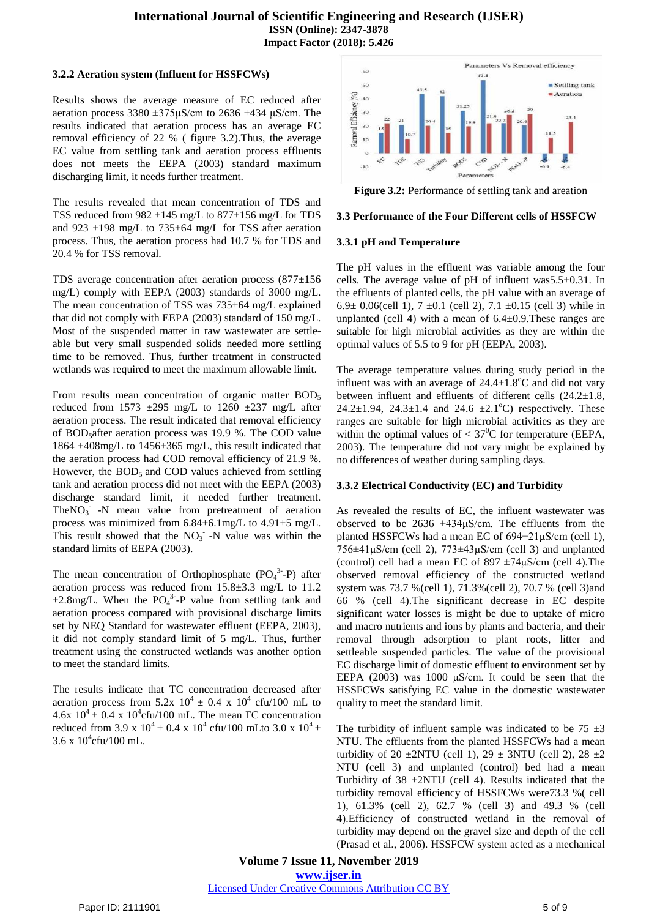**3.2.2 Aeration system (Influent for HSSFCWs)**

Results shows the average measure of EC reduced after aeration process 3380 ±375μS/cm to 2636 ±434 μS/cm. The results indicated that aeration process has an average EC removal efficiency of 22 % ( figure 3.2).Thus, the average EC value from settling tank and aeration process effluents does not meets the EEPA (2003) standard maximum discharging limit, it needs further treatment.

The results revealed that mean concentration of TDS and TSS reduced from 982 ±145 mg/L to 877±156 mg/L for TDS and 923 ±198 mg/L to 735±64 mg/L for TSS after aeration process. Thus, the aeration process had 10.7 % for TDS and 20.4 % for TSS removal.

TDS average concentration after aeration process (877±156 mg/L) comply with EEPA (2003) standards of 3000 mg/L. The mean concentration of TSS was 735±64 mg/L explained that did not comply with EEPA (2003) standard of 150 mg/L. Most of the suspended matter in raw wastewater are settle-able but very small suspended solids needed more settling time to be removed. Thus, further treatment in constructed wetlands was required to meet the maximum allowable limit.

From results mean concentration of organic matter $BOD_5$ reduced from 1573 ±295 mg/L to 1260 ±237 mg/L after aeration process. The result indicated that removal efficiency of $BOD_5$after aeration process was 19.9 %. The COD value 1864 ±408mg/L to 1456±365 mg/L, this result indicated that the aeration process had COD removal efficiency of 21.9 %. However, the $BOD_5$ and COD values achieved from settling tank and aeration process did not meet with the EEPA (2003) discharge standard limit, it needed further treatment. The$NO_3^-$ -N mean value from pretreatment of aeration process was minimized from 6.84±6.1mg/L to 4.91±5 mg/L. This result showed that the $NO_3^-$ -N value was within the standard limits of EEPA (2003).

The mean concentration of Orthophosphate ($PO_4^{3-}$-P) after aeration process was reduced from 15.8±3.3 mg/L to 11.2 ±2.8mg/L. When the $PO_4^{3-}$-P value from settling tank and aeration process compared with provisional discharge limits set by NEQ Standard for wastewater effluent (EEPA, 2003), it did not comply standard limit of 5 mg/L. Thus, further treatment using the constructed wetlands was another option to meet the standard limits.

The results indicate that TC concentration decreased after aeration process from 5.2x $10^4$ ± 0.4 x $10^4$ cfu/100 mL to 4.6x $10^4$ ± 0.4 x $10^4$cfu/100 mL. The mean FC concentration reduced from 3.9 x $10^4$ ± 0.4 x $10^4$ cfu/100 mLto 3.0 x $10^4$ ± 3.6 x $10^4$cfu/100 mL.

**Figure 3.2:** Performance of settling tank and areation

### 3.3 Performance of the Four Different cells of HSSFCW

#### 3.3.1 pH and Temperature

The pH values in the effluent was variable among the four cells. The average value of pH of influent was5.5±0.31. In the effluents of planted cells, the pH value with an average of 6.9± 0.06(cell 1), 7 ±0.1 (cell 2), 7.1 ±0.15 (cell 3) while in unplanted (cell 4) with a mean of 6.4±0.9.These ranges are suitable for high microbial activities as they are within the optimal values of 5.5 to 9 for pH (EEPA, 2003).

The average temperature values during study period in the influent was with an average of 24.4±1.8°C and did not vary between influent and effluents of different cells (24.2±1.8, 24.2±1.94, 24.3±1.4 and 24.6 ±2.1°C) respectively. These ranges are suitable for high microbial activities as they are within the optimal values of < 37°C for temperature (EEPA, 2003). The temperature did not vary might be explained by no differences of weather during sampling days.

#### 3.3.2 Electrical Conductivity (EC) and Turbidity

As revealed the results of EC, the influent wastewater was observed to be 2636 ±434μS/cm. The effluents from the planted HSSFCWs had a mean EC of 694±21μS/cm (cell 1), 756±41μS/cm (cell 2), 773±43μS/cm (cell 3) and unplanted (control) cell had a mean EC of 897 ±74μS/cm (cell 4).The observed removal efficiency of the constructed wetland system was 73.7 %(cell 1), 71.3%(cell 2), 70.7 % (cell 3)and 66 % (cell 4).The significant decrease in EC despite significant water losses is might be due to uptake of micro and macro nutrients and ions by plants and bacteria, and their removal through adsorption to plant roots, litter and settleable suspended particles. The value of the provisional EC discharge limit of domestic effluent to environment set by EEPA (2003) was 1000 μS/cm. It could be seen that the HSSFCWs satisfying EC value in the domestic wastewater quality to meet the standard limit.

The turbidity of influent sample was indicated to be 75 ±3 NTU. The effluents from the planted HSSFCWs had a mean turbidity of 20 ±2NTU (cell 1), 29 ± 3NTU (cell 2), 28 ±2 NTU (cell 3) and unplanted (control) bed had a mean Turbidity of 38 ±2NTU (cell 4). Results indicated that the turbidity removal efficiency of HSSFCWs were73.3 %( cell 1), 61.3% (cell 2), 62.7 % (cell 3) and 49.3 % (cell 4).Efficiency of constructed wetland in the removal of turbidity may depend on the gravel size and depth of the cell (Prasad et al., 2006). HSSFCW system acted as a mechanical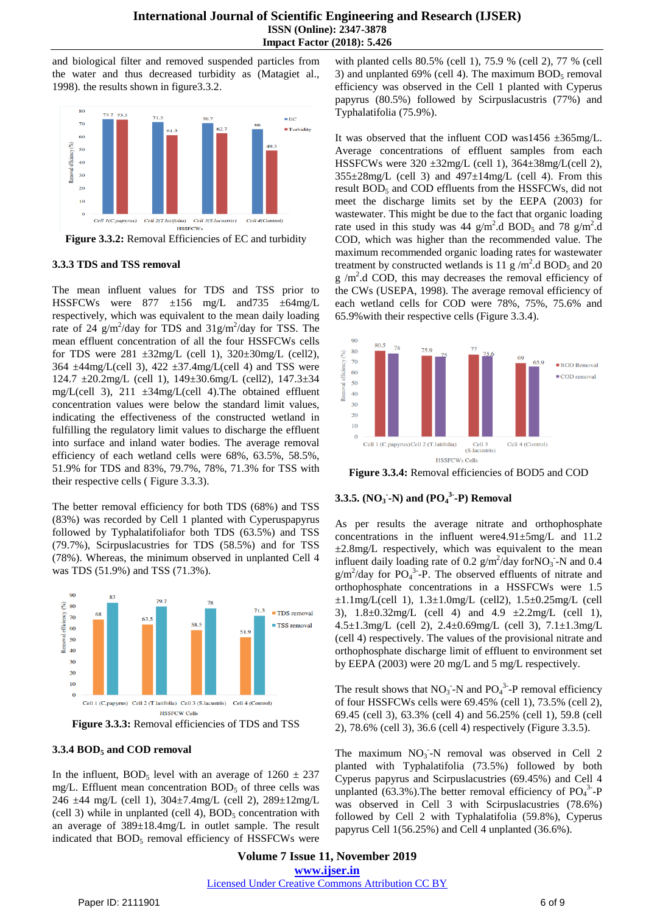and biological filter and removed suspended particles from the water and thus decreased turbidity as (Matagiet al., 1998). the results shown in figure3.3.2.

**Figure 3.3.2:** Removal Efficiencies of EC and turbidity

### 3.3.3 TDS and TSS removal

The mean influent values for TDS and TSS prior to HSSFCWs were 877 ±156 mg/L and735 ±64mg/L respectively, which was equivalent to the mean daily loading rate of 24 g/m$^2$/day for TDS and 31g/m$^2$/day for TSS. The mean effluent concentration of all the four HSSFCWs cells for TDS were 281 ±32mg/L (cell 1), 320±30mg/L (cell2), 364 ±44mg/L(cell 3), 422 ±37.4mg/L(cell 4) and TSS were 124.7 ±20.2mg/L (cell 1), 149±30.6mg/L (cell2), 147.3±34 mg/L(cell 3), 211 ±34mg/L(cell 4).The obtained effluent concentration values were below the standard limit values, indicating the effectiveness of the constructed wetland in fulfilling the regulatory limit values to discharge the effluent into surface and inland water bodies. The average removal efficiency of each wetland cells were 68%, 63.5%, 58.5%, 51.9% for TDS and 83%, 79.7%, 78%, 71.3% for TSS with their respective cells ( Figure 3.3.3).

The better removal efficiency for both TDS (68%) and TSS (83%) was recorded by Cell 1 planted with Cyperuspapyrus followed by Typhalatifoliafor both TDS (63.5%) and TSS (79.7%), Scirpuslacustries for TDS (58.5%) and for TSS (78%). Whereas, the minimum observed in unplanted Cell 4 was TDS (51.9%) and TSS (71.3%).

**Figure 3.3.3:** Removal efficiencies of TDS and TSS

### 3.3.4 $BOD_5$ and COD removal

In the influent, $BOD_5$ level with an average of 1260 ± 237 mg/L. Effluent mean concentration $BOD_5$ of three cells was 246 ±44 mg/L (cell 1), 304±7.4mg/L (cell 2), 289±12mg/L (cell 3) while in unplanted (cell 4), $BOD_5$ concentration with an average of 389±18.4mg/L in outlet sample. The result indicated that $BOD_5$ removal efficiency of HSSFCWs were with planted cells 80.5% (cell 1), 75.9 % (cell 2), 77 % (cell 3) and unplanted 69% (cell 4). The maximum $BOD_5$ removal efficiency was observed in the Cell 1 planted with Cyperus papyrus (80.5%) followed by Scirpuslacustris (77%) and Typhalatifolia (75.9%).

It was observed that the influent COD was1456 ±365mg/L. Average concentrations of effluent samples from each HSSFCWs were 320 ±32mg/L (cell 1), 364±38mg/L(cell 2), 355±28mg/L (cell 3) and 497±14mg/L (cell 4). From this result $BOD_5$ and COD effluents from the HSSFCWs, did not meet the discharge limits set by the EEPA (2003) for wastewater. This might be due to the fact that organic loading rate used in this study was 44 g/m$^2$.d $BOD_5$ and 78 g/m$^2$.d COD, which was higher than the recommended value. The maximum recommended organic loading rates for wastewater treatment by constructed wetlands is 11 g /m$^2$.d $BOD_5$ and 20 g /m$^2$.d COD, this may decreases the removal efficiency of the CWs (USEPA, 1998). The average removal efficiency of each wetland cells for COD were 78%, 75%, 75.6% and 65.9%with their respective cells (Figure 3.3.4).

**Figure 3.3.4:** Removal efficiencies of BOD5 and COD

### 3.3.5. ($NO_3^-$-N) and ($PO_4^{3-}$-P) Removal

As per results the average nitrate and orthophosphate concentrations in the influent were4.91±5mg/L and 11.2 ±2.8mg/L respectively, which was equivalent to the mean influent daily loading rate of 0.2 g/m$^2$/day for$NO_3^-$-N and 0.4 g/m$^2$/day for $PO_4^{3-}$-P. The observed effluents of nitrate and orthophosphate concentrations in a HSSFCWs were 1.5 ±1.1mg/L(cell 1), 1.3±1.0mg/L (cell2), 1.5±0.25mg/L (cell 3), 1.8±0.32mg/L (cell 4) and 4.9 ±2.2mg/L (cell 1), 4.5±1.3mg/L (cell 2), 2.4±0.69mg/L (cell 3), 7.1±1.3mg/L (cell 4) respectively. The values of the provisional nitrate and orthophosphate discharge limit of effluent to environment set by EEPA (2003) were 20 mg/L and 5 mg/L respectively.

The result shows that $NO_3^-$-N and $PO_4^{3-}$-P removal efficiency of four HSSFCWs cells were 69.45% (cell 1), 73.5% (cell 2), 69.45 (cell 3), 63.3% (cell 4) and 56.25% (cell 1), 59.8 (cell 2), 78.6% (cell 3), 36.6 (cell 4) respectively (Figure 3.3.5).

The maximum $NO_3^-$-N removal was observed in Cell 2 planted with Typhalatifolia (73.5%) followed by both Cyperus papyrus and Scirpuslacustries (69.45%) and Cell 4 unplanted (63.3%).The better removal efficiency of $PO_4^{3-}$-P was observed in Cell 3 with Scirpuslacustries (78.6%) followed by Cell 2 with Typhalatifolia (59.8%), Cyperus papyrus Cell 1(56.25%) and Cell 4 unplanted (36.6%).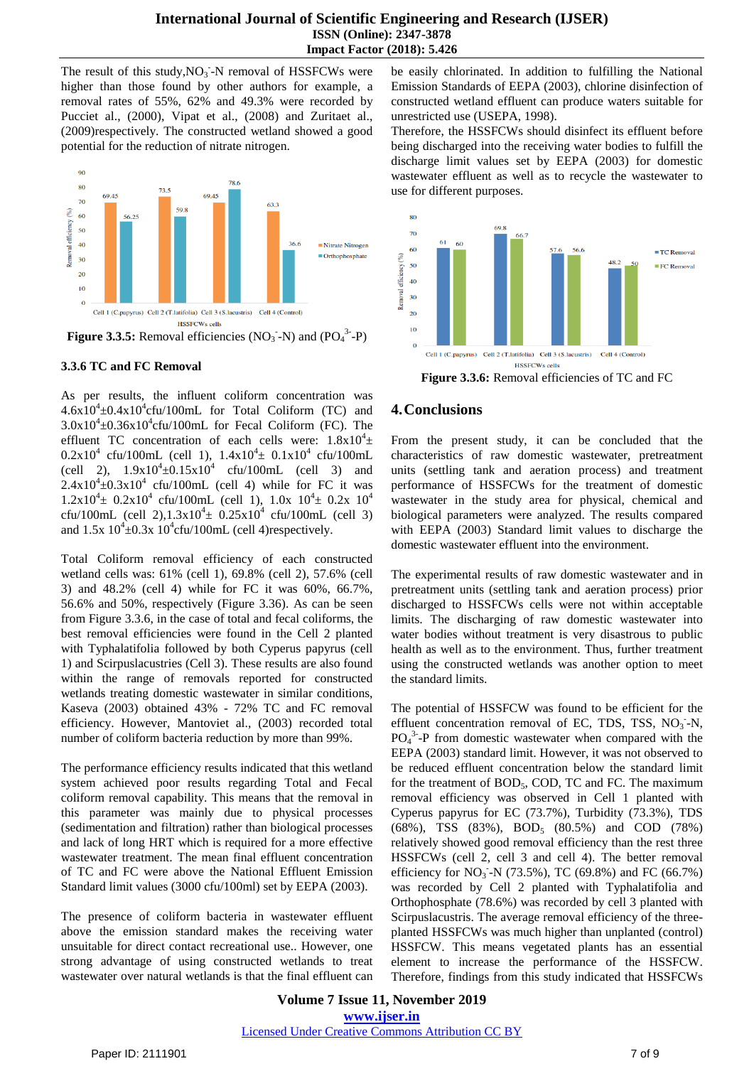The result of this study,$NO_3^-$-N removal of HSSFCWs were higher than those found by other authors for example, a removal rates of 55%, 62% and 49.3% were recorded by Pucciet al., (2000), Vipat et al., (2008) and Zuritaet al., (2009)respectively. The constructed wetland showed a good potential for the reduction of nitrate nitrogen.

**Figure 3.3.5:** Removal efficiencies ($NO_3^-$-N) and ($PO_4^{3-}$-P)

### 3.3.6 TC and FC Removal

As per results, the influent coliform concentration was $4.6\times10^4\pm0.4\times10^4$cfu/100mL for Total Coliform (TC) and $3.0\times10^4\pm0.36\times10^4$cfu/100mL for Fecal Coliform (FC). The effluent TC concentration of each cells were: $1.8\times10^4\pm 0.2\times10^4$ cfu/100mL (cell 1), $1.4\times10^4\pm 0.1\times10^4$ cfu/100mL (cell 2), $1.9\times10^4\pm0.15\times10^4$ cfu/100mL (cell 3) and $2.4\times10^4\pm0.3\times10^4$ cfu/100mL (cell 4) while for FC it was $1.2\times10^4\pm 0.2\times10^4$ cfu/100mL (cell 1), $1.0\times 10^4\pm 0.2\times 10^4$ cfu/100mL (cell 2),$1.3\times10^4\pm 0.25\times10^4$ cfu/100mL (cell 3) and $1.5\times 10^4\pm0.3\times 10^4$cfu/100mL (cell 4)respectively.

Total Coliform removal efficiency of each constructed wetland cells was: 61% (cell 1), 69.8% (cell 2), 57.6% (cell 3) and 48.2% (cell 4) while for FC it was 60%, 66.7%, 56.6% and 50%, respectively (Figure 3.36). As can be seen from Figure 3.3.6, in the case of total and fecal coliforms, the best removal efficiencies were found in the Cell 2 planted with Typhalatifolia followed by both Cyperus papyrus (cell 1) and Scirpuslacustries (Cell 3). These results are also found within the range of removals reported for constructed wetlands treating domestic wastewater in similar conditions, Kaseva (2003) obtained 43% - 72% TC and FC removal efficiency. However, Mantoviet al., (2003) recorded total number of coliform bacteria reduction by more than 99%.

The performance efficiency results indicated that this wetland system achieved poor results regarding Total and Fecal coliform removal capability. This means that the removal in this parameter was mainly due to physical processes (sedimentation and filtration) rather than biological processes and lack of long HRT which is required for a more effective wastewater treatment. The mean final effluent concentration of TC and FC were above the National Effluent Emission Standard limit values (3000 cfu/100ml) set by EEPA (2003).

The presence of coliform bacteria in wastewater effluent above the emission standard makes the receiving water unsuitable for direct contact recreational use.. However, one strong advantage of using constructed wetlands to treat wastewater over natural wetlands is that the final effluent can be easily chlorinated. In addition to fulfilling the National Emission Standards of EEPA (2003), chlorine disinfection of constructed wetland effluent can produce waters suitable for unrestricted use (USEPA, 1998).

Therefore, the HSSFCWs should disinfect its effluent before being discharged into the receiving water bodies to fulfill the discharge limit values set by EEPA (2003) for domestic wastewater effluent as well as to recycle the wastewater to use for different purposes.

**Figure 3.3.6:** Removal efficiencies of TC and FC

## 4. Conclusions

From the present study, it can be concluded that the characteristics of raw domestic wastewater, pretreatment units (settling tank and aeration process) and treatment performance of HSSFCWs for the treatment of domestic wastewater in the study area for physical, chemical and biological parameters were analyzed. The results compared with EEPA (2003) Standard limit values to discharge the domestic wastewater effluent into the environment.

The experimental results of raw domestic wastewater and in pretreatment units (settling tank and aeration process) prior discharged to HSSFCWs cells were not within acceptable limits. The discharging of raw domestic wastewater into water bodies without treatment is very disastrous to public health as well as to the environment. Thus, further treatment using the constructed wetlands was another option to meet the standard limits.

The potential of HSSFCW was found to be efficient for the effluent concentration removal of EC, TDS, TSS, $NO_3^-$-N, $PO_4^{3-}$-P from domestic wastewater when compared with the EEPA (2003) standard limit. However, it was not observed to be reduced effluent concentration below the standard limit for the treatment of $BOD_5$, COD, TC and FC. The maximum removal efficiency was observed in Cell 1 planted with Cyperus papyrus for EC (73.7%), Turbidity (73.3%), TDS (68%), TSS (83%), $BOD_5$ (80.5%) and COD (78%) relatively showed good removal efficiency than the rest three HSSFCWs (cell 2, cell 3 and cell 4). The better removal efficiency for $NO_3^-$-N (73.5%), TC (69.8%) and FC (66.7%) was recorded by Cell 2 planted with Typhalatifolia and Orthophosphate (78.6%) was recorded by cell 3 planted with Scirpuslacustris. The average removal efficiency of the three-planted HSSFCWs was much higher than unplanted (control) HSSFCW. This means vegetated plants has an essential element to increase the performance of the HSSFCW. Therefore, findings from this study indicated that HSSFCWs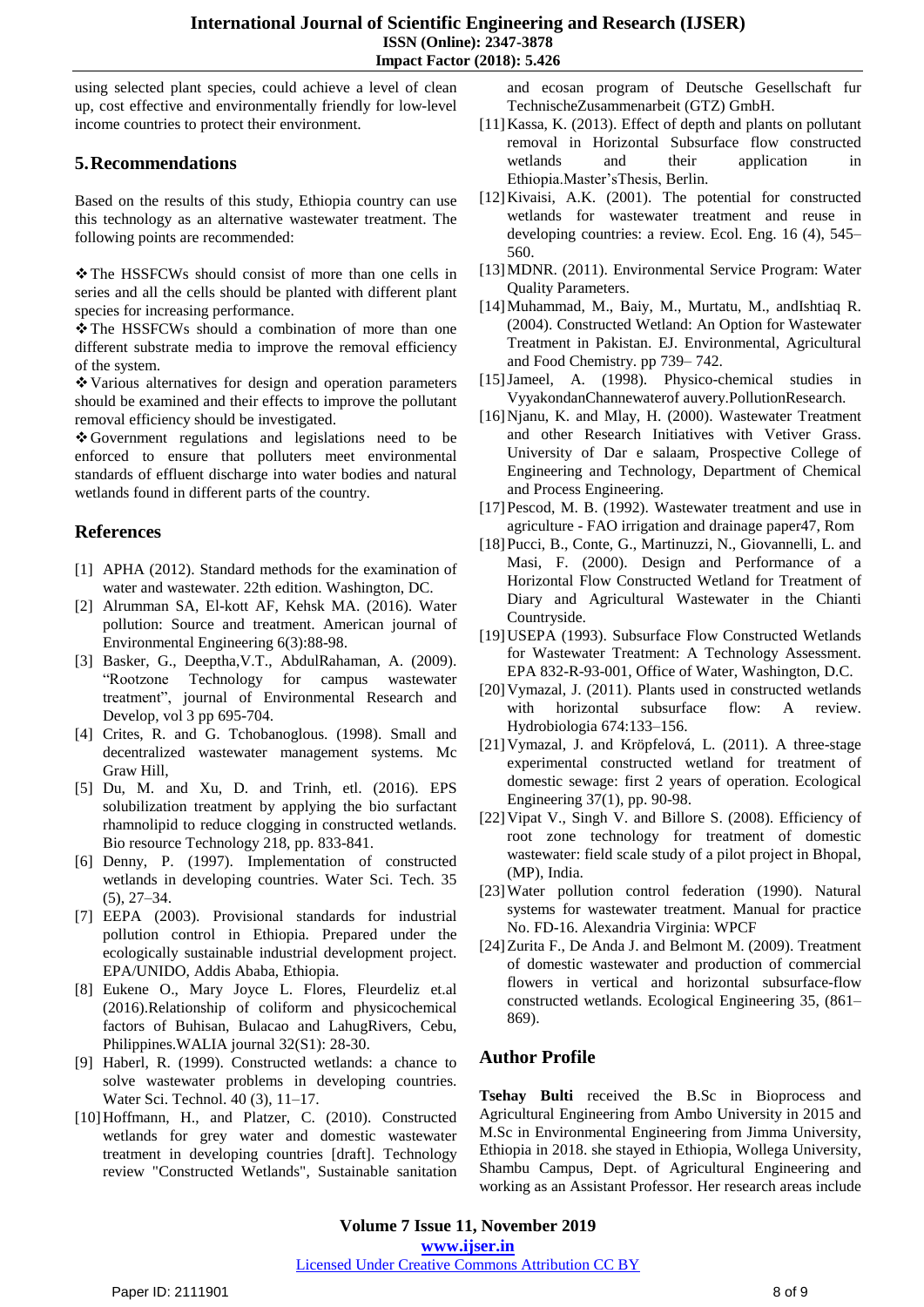using selected plant species, could achieve a level of clean up, cost effective and environmentally friendly for low-level income countries to protect their environment.

## 5. Recommendations

Based on the results of this study, Ethiopia country can use this technology as an alternative wastewater treatment. The following points are recommended:

- ❖The HSSFCWs should consist of more than one cells in series and all the cells should be planted with different plant species for increasing performance.
- ❖The HSSFCWs should a combination of more than one different substrate media to improve the removal efficiency of the system.
- ❖Various alternatives for design and operation parameters should be examined and their effects to improve the pollutant removal efficiency should be investigated.
- ❖Government regulations and legislations need to be enforced to ensure that polluters meet environmental standards of effluent discharge into water bodies and natural wetlands found in different parts of the country.

## References

[1] APHA (2012). Standard methods for the examination of water and wastewater. 22th edition. Washington, DC.

[2] Alrumman SA, El-kott AF, Kehsk MA. (2016). Water pollution: Source and treatment. American journal of Environmental Engineering 6(3):88-98.

[3] Basker, G., Deeptha,V.T., AbdulRahaman, A. (2009). "Rootzone Technology for campus wastewater treatment", journal of Environmental Research and Develop, vol 3 pp 695-704.

[4] Crites, R. and G. Tchobanoglous. (1998). Small and decentralized wastewater management systems. Mc Graw Hill,

[5] Du, M. and Xu, D. and Trinh, etl. (2016). EPS solubilization treatment by applying the bio surfactant rhamnolipid to reduce clogging in constructed wetlands. Bio resource Technology 218, pp. 833-841.

[6] Denny, P. (1997). Implementation of constructed wetlands in developing countries. Water Sci. Tech. 35 (5), 27–34.

[7] EEPA (2003). Provisional standards for industrial pollution control in Ethiopia. Prepared under the ecologically sustainable industrial development project. EPA/UNIDO, Addis Ababa, Ethiopia.

[8] Eukene O., Mary Joyce L. Flores, Fleurdeliz et.al (2016).Relationship of coliform and physicochemical factors of Buhisan, Bulacao and LahugRivers, Cebu, Philippines.WALIA journal 32(S1): 28-30.

[9] Haberl, R. (1999). Constructed wetlands: a chance to solve wastewater problems in developing countries. Water Sci. Technol. 40 (3), 11–17.

[10] Hoffmann, H., and Platzer, C. (2010). Constructed wetlands for grey water and domestic wastewater treatment in developing countries [draft]. Technology review "Constructed Wetlands", Sustainable sanitation and ecosan program of Deutsche Gesellschaft fur TechnischeZusammenarbeit (GTZ) GmbH.

[11] Kassa, K. (2013). Effect of depth and plants on pollutant removal in Horizontal Subsurface flow constructed wetlands and their application in Ethiopia.Master'sThesis, Berlin.

[12] Kivaisi, A.K. (2001). The potential for constructed wetlands for wastewater treatment and reuse in developing countries: a review. Ecol. Eng. 16 (4), 545–560.

[13] MDNR. (2011). Environmental Service Program: Water Quality Parameters.

[14] Muhammad, M., Baiy, M., Murtatu, M., andIshtiaq R. (2004). Constructed Wetland: An Option for Wastewater Treatment in Pakistan. EJ. Environmental, Agricultural and Food Chemistry. pp 739– 742.

[15] Jameel, A. (1998). Physico-chemical studies in VyyakondanChannewaterof auvery.PollutionResearch.

[16] Njanu, K. and Mlay, H. (2000). Wastewater Treatment and other Research Initiatives with Vetiver Grass. University of Dar e salaam, Prospective College of Engineering and Technology, Department of Chemical and Process Engineering.

[17] Pescod, M. B. (1992). Wastewater treatment and use in agriculture - FAO irrigation and drainage paper47, Rom

[18] Pucci, B., Conte, G., Martinuzzi, N., Giovannelli, L. and Masi, F. (2000). Design and Performance of a Horizontal Flow Constructed Wetland for Treatment of Diary and Agricultural Wastewater in the Chianti Countryside.

[19] USEPA (1993). Subsurface Flow Constructed Wetlands for Wastewater Treatment: A Technology Assessment. EPA 832-R-93-001, Office of Water, Washington, D.C.

[20] Vymazal, J. (2011). Plants used in constructed wetlands with horizontal subsurface flow: A review. Hydrobiologia 674:133–156.

[21] Vymazal, J. and Kröpfelová, L. (2011). A three-stage experimental constructed wetland for treatment of domestic sewage: first 2 years of operation. Ecological Engineering 37(1), pp. 90-98.

[22] Vipat V., Singh V. and Billore S. (2008). Efficiency of root zone technology for treatment of domestic wastewater: field scale study of a pilot project in Bhopal, (MP), India.

[23] Water pollution control federation (1990). Natural systems for wastewater treatment. Manual for practice No. FD-16. Alexandria Virginia: WPCF

[24] Zurita F., De Anda J. and Belmont M. (2009). Treatment of domestic wastewater and production of commercial flowers in vertical and horizontal subsurface-flow constructed wetlands. Ecological Engineering 35, (861–869).

## Author Profile

**Tsehay Bulti** received the B.Sc in Bioprocess and Agricultural Engineering from Ambo University in 2015 and M.Sc in Environmental Engineering from Jimma University, Ethiopia in 2018. she stayed in Ethiopia, Wollega University, Shambu Campus, Dept. of Agricultural Engineering and working as an Assistant Professor. Her research areas include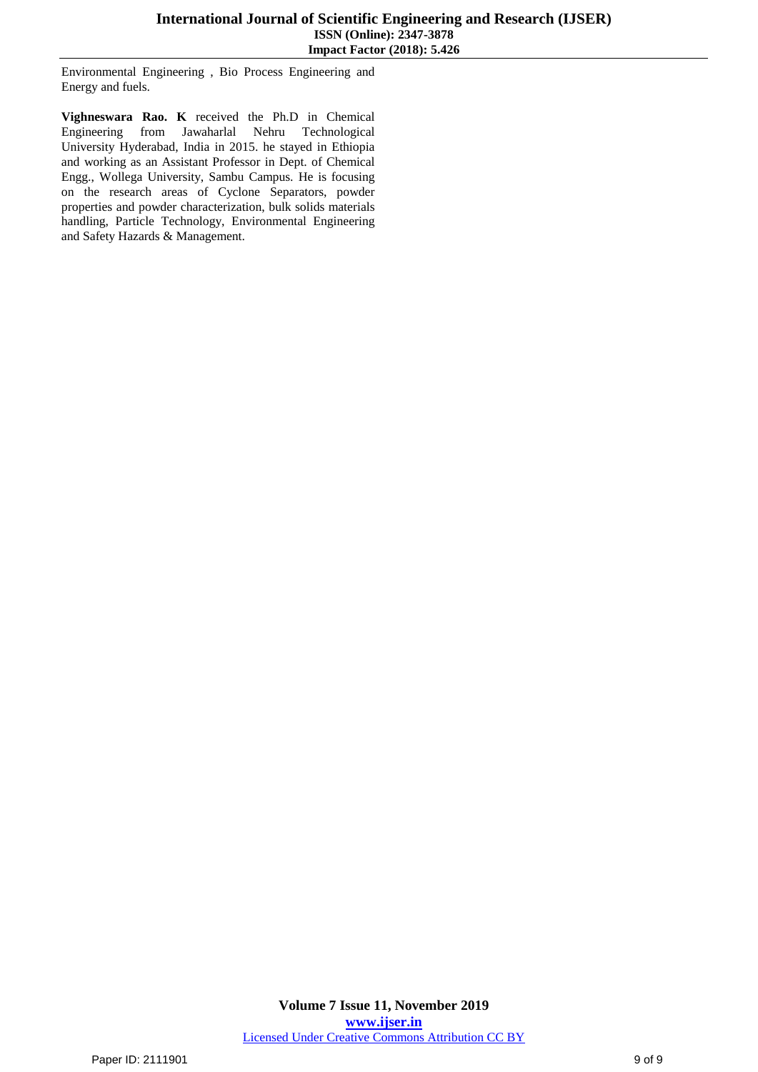Environmental Engineering , Bio Process Engineering and Energy and fuels.

**Vighneswara Rao. K** received the Ph.D in Chemical Engineering from Jawaharlal Nehru Technological University Hyderabad, India in 2015. he stayed in Ethiopia and working as an Assistant Professor in Dept. of Chemical Engg., Wollega University, Sambu Campus. He is focusing on the research areas of Cyclone Separators, powder properties and powder characterization, bulk solids materials handling, Particle Technology, Environmental Engineering and Safety Hazards & Management.